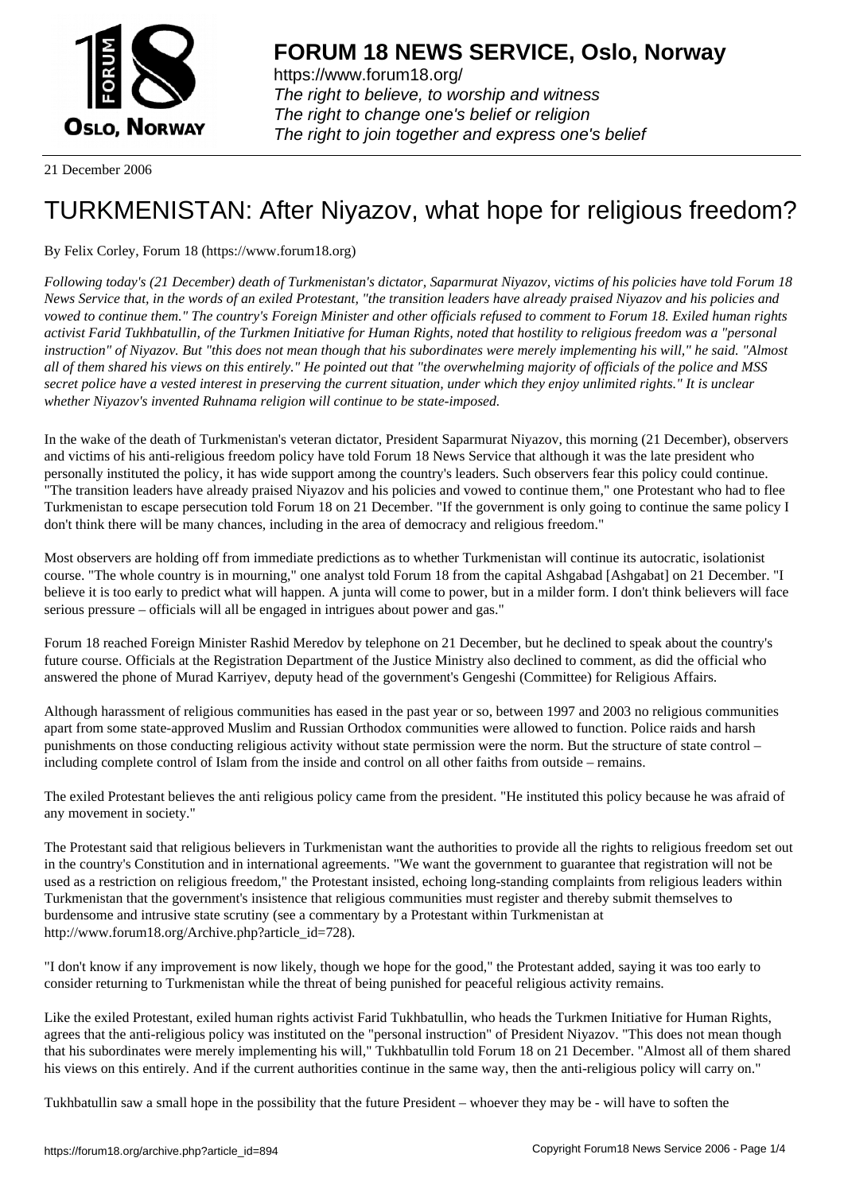# FORUM 18 NEWS SERVICE, Oslo, Norway

https://www.forum18.org/
*The right to believe, to worship and witness*
*The right to change one's belief or religion*
*The right to join together and express one's belief*

21 December 2006

# TURKMENISTAN: After Niyazov, what hope for religious freedom?

By Felix Corley, Forum 18 (https://www.forum18.org)

*Following today's (21 December) death of Turkmenistan's dictator, Saparmurat Niyazov, victims of his policies have told Forum 18 News Service that, in the words of an exiled Protestant, "the transition leaders have already praised Niyazov and his policies and vowed to continue them." The country's Foreign Minister and other officials refused to comment to Forum 18. Exiled human rights activist Farid Tukhbatullin, of the Turkmen Initiative for Human Rights, noted that hostility to religious freedom was a "personal instruction" of Niyazov. But "this does not mean though that his subordinates were merely implementing his will," he said. "Almost all of them shared his views on this entirely." He pointed out that "the overwhelming majority of officials of the police and MSS secret police have a vested interest in preserving the current situation, under which they enjoy unlimited rights." It is unclear whether Niyazov's invented Ruhnama religion will continue to be state-imposed.*

In the wake of the death of Turkmenistan's veteran dictator, President Saparmurat Niyazov, this morning (21 December), observers and victims of his anti-religious freedom policy have told Forum 18 News Service that although it was the late president who personally instituted the policy, it has wide support among the country's leaders. Such observers fear this policy could continue. "The transition leaders have already praised Niyazov and his policies and vowed to continue them," one Protestant who had to flee Turkmenistan to escape persecution told Forum 18 on 21 December. "If the government is only going to continue the same policy I don't think there will be many chances, including in the area of democracy and religious freedom."

Most observers are holding off from immediate predictions as to whether Turkmenistan will continue its autocratic, isolationist course. "The whole country is in mourning," one analyst told Forum 18 from the capital Ashgabad [Ashgabat] on 21 December. "I believe it is too early to predict what will happen. A junta will come to power, but in a milder form. I don't think believers will face serious pressure – officials will all be engaged in intrigues about power and gas."

Forum 18 reached Foreign Minister Rashid Meredov by telephone on 21 December, but he declined to speak about the country's future course. Officials at the Registration Department of the Justice Ministry also declined to comment, as did the official who answered the phone of Murad Karriyev, deputy head of the government's Gengeshi (Committee) for Religious Affairs.

Although harassment of religious communities has eased in the past year or so, between 1997 and 2003 no religious communities apart from some state-approved Muslim and Russian Orthodox communities were allowed to function. Police raids and harsh punishments on those conducting religious activity without state permission were the norm. But the structure of state control – including complete control of Islam from the inside and control on all other faiths from outside – remains.

The exiled Protestant believes the anti religious policy came from the president. "He instituted this policy because he was afraid of any movement in society."

The Protestant said that religious believers in Turkmenistan want the authorities to provide all the rights to religious freedom set out in the country's Constitution and in international agreements. "We want the government to guarantee that registration will not be used as a restriction on religious freedom," the Protestant insisted, echoing long-standing complaints from religious leaders within Turkmenistan that the government's insistence that religious communities must register and thereby submit themselves to burdensome and intrusive state scrutiny (see a commentary by a Protestant within Turkmenistan at http://www.forum18.org/Archive.php?article_id=728).

"I don't know if any improvement is now likely, though we hope for the good," the Protestant added, saying it was too early to consider returning to Turkmenistan while the threat of being punished for peaceful religious activity remains.

Like the exiled Protestant, exiled human rights activist Farid Tukhbatullin, who heads the Turkmen Initiative for Human Rights, agrees that the anti-religious policy was instituted on the "personal instruction" of President Niyazov. "This does not mean though that his subordinates were merely implementing his will," Tukhbatullin told Forum 18 on 21 December. "Almost all of them shared his views on this entirely. And if the current authorities continue in the same way, then the anti-religious policy will carry on."

Tukhbatullin saw a small hope in the possibility that the future President – whoever they may be - will have to soften the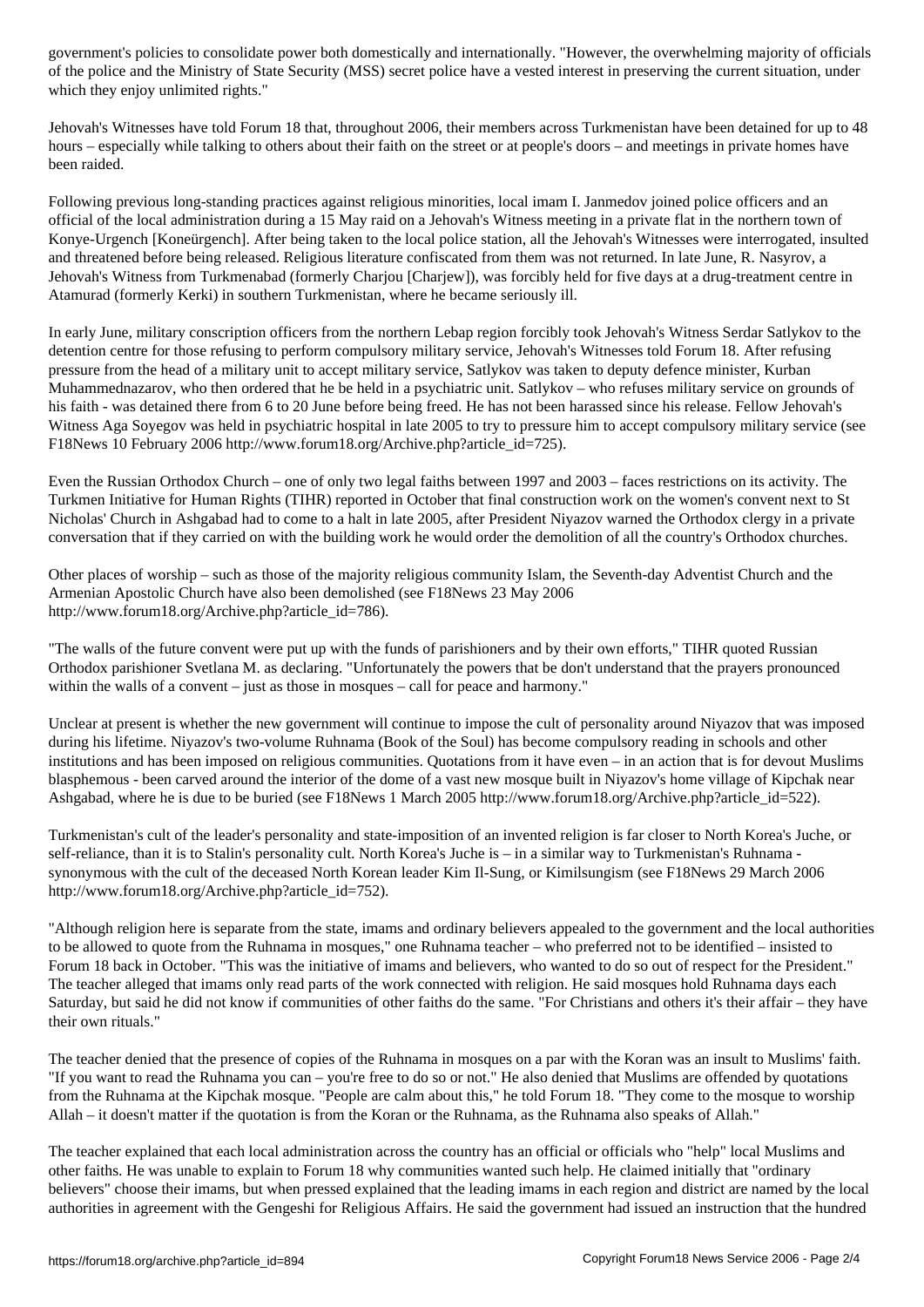government's policies to consolidate power both domestically and internationally. "However, the overwhelming majority of officials of the police and the Ministry of State Security (MSS) secret police have a vested interest in preserving the current situation, under which they enjoy unlimited rights."

Jehovah's Witnesses have told Forum 18 that, throughout 2006, their members across Turkmenistan have been detained for up to 48 hours – especially while talking to others about their faith on the street or at people's doors – and meetings in private homes have been raided.

Following previous long-standing practices against religious minorities, local imam I. Janmedov joined police officers and an official of the local administration during a 15 May raid on a Jehovah's Witness meeting in a private flat in the northern town of Konye-Urgench [Koneürgench]. After being taken to the local police station, all the Jehovah's Witnesses were interrogated, insulted and threatened before being released. Religious literature confiscated from them was not returned. In late June, R. Nasyrov, a Jehovah's Witness from Turkmenabad (formerly Charjou [Charjew]), was forcibly held for five days at a drug-treatment centre in Atamurad (formerly Kerki) in southern Turkmenistan, where he became seriously ill.

In early June, military conscription officers from the northern Lebap region forcibly took Jehovah's Witness Serdar Satlykov to the detention centre for those refusing to perform compulsory military service, Jehovah's Witnesses told Forum 18. After refusing pressure from the head of a military unit to accept military service, Satlykov was taken to deputy defence minister, Kurban Muhammednazarov, who then ordered that he be held in a psychiatric unit. Satlykov – who refuses military service on grounds of his faith - was detained there from 6 to 20 June before being freed. He has not been harassed since his release. Fellow Jehovah's Witness Aga Soyegov was held in psychiatric hospital in late 2005 to try to pressure him to accept compulsory military service (see F18News 10 February 2006 http://www.forum18.org/Archive.php?article_id=725).

Even the Russian Orthodox Church – one of only two legal faiths between 1997 and 2003 – faces restrictions on its activity. The Turkmen Initiative for Human Rights (TIHR) reported in October that final construction work on the women's convent next to St Nicholas' Church in Ashgabad had to come to a halt in late 2005, after President Niyazov warned the Orthodox clergy in a private conversation that if they carried on with the building work he would order the demolition of all the country's Orthodox churches.

Other places of worship – such as those of the majority religious community Islam, the Seventh-day Adventist Church and the Armenian Apostolic Church have also been demolished (see F18News 23 May 2006 http://www.forum18.org/Archive.php?article_id=786).

"The walls of the future convent were put up with the funds of parishioners and by their own efforts," TIHR quoted Russian Orthodox parishioner Svetlana M. as declaring. "Unfortunately the powers that be don't understand that the prayers pronounced within the walls of a convent – just as those in mosques – call for peace and harmony."

Unclear at present is whether the new government will continue to impose the cult of personality around Niyazov that was imposed during his lifetime. Niyazov's two-volume Ruhnama (Book of the Soul) has become compulsory reading in schools and other institutions and has been imposed on religious communities. Quotations from it have even – in an action that is for devout Muslims blasphemous - been carved around the interior of the dome of a vast new mosque built in Niyazov's home village of Kipchak near Ashgabad, where he is due to be buried (see F18News 1 March 2005 http://www.forum18.org/Archive.php?article_id=522).

Turkmenistan's cult of the leader's personality and state-imposition of an invented religion is far closer to North Korea's Juche, or self-reliance, than it is to Stalin's personality cult. North Korea's Juche is – in a similar way to Turkmenistan's Ruhnama - synonymous with the cult of the deceased North Korean leader Kim Il-Sung, or Kimilsungism (see F18News 29 March 2006 http://www.forum18.org/Archive.php?article_id=752).

"Although religion here is separate from the state, imams and ordinary believers appealed to the government and the local authorities to be allowed to quote from the Ruhnama in mosques," one Ruhnama teacher – who preferred not to be identified – insisted to Forum 18 back in October. "This was the initiative of imams and believers, who wanted to do so out of respect for the President." The teacher alleged that imams only read parts of the work connected with religion. He said mosques hold Ruhnama days each Saturday, but said he did not know if communities of other faiths do the same. "For Christians and others it's their affair – they have their own rituals."

The teacher denied that the presence of copies of the Ruhnama in mosques on a par with the Koran was an insult to Muslims' faith. "If you want to read the Ruhnama you can – you're free to do so or not." He also denied that Muslims are offended by quotations from the Ruhnama at the Kipchak mosque. "People are calm about this," he told Forum 18. "They come to the mosque to worship Allah – it doesn't matter if the quotation is from the Koran or the Ruhnama, as the Ruhnama also speaks of Allah."

The teacher explained that each local administration across the country has an official or officials who "help" local Muslims and other faiths. He was unable to explain to Forum 18 why communities wanted such help. He claimed initially that "ordinary believers" choose their imams, but when pressed explained that the leading imams in each region and district are named by the local authorities in agreement with the Gengeshi for Religious Affairs. He said the government had issued an instruction that the hundred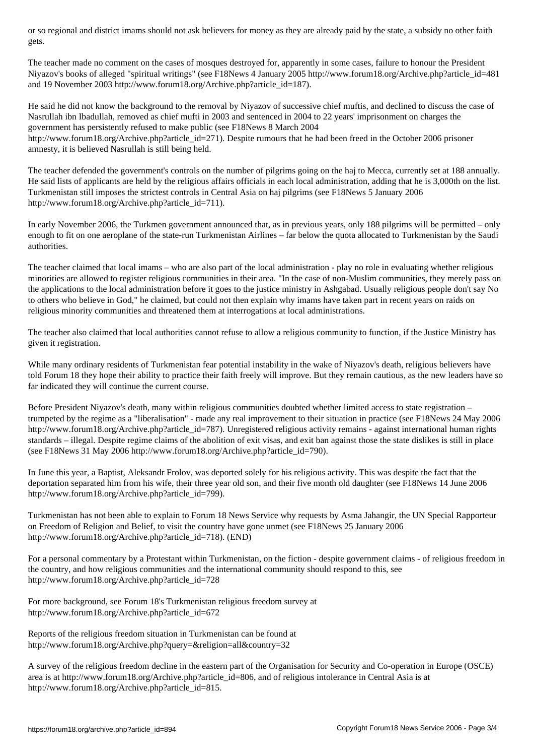or so regional and district imams should not ask believers for money as they are already paid by the state, a subsidy no other faith gets.

The teacher made no comment on the cases of mosques destroyed for, apparently in some cases, failure to honour the President Niyazov's books of alleged "spiritual writings" (see F18News 4 January 2005 http://www.forum18.org/Archive.php?article_id=481 and 19 November 2003 http://www.forum18.org/Archive.php?article_id=187).

He said he did not know the background to the removal by Niyazov of successive chief muftis, and declined to discuss the case of Nasrullah ibn Ibadullah, removed as chief mufti in 2003 and sentenced in 2004 to 22 years' imprisonment on charges the government has persistently refused to make public (see F18News 8 March 2004 http://www.forum18.org/Archive.php?article_id=271). Despite rumours that he had been freed in the October 2006 prisoner amnesty, it is believed Nasrullah is still being held.

The teacher defended the government's controls on the number of pilgrims going on the haj to Mecca, currently set at 188 annually. He said lists of applicants are held by the religious affairs officials in each local administration, adding that he is 3,000th on the list. Turkmenistan still imposes the strictest controls in Central Asia on haj pilgrims (see F18News 5 January 2006 http://www.forum18.org/Archive.php?article_id=711).

In early November 2006, the Turkmen government announced that, as in previous years, only 188 pilgrims will be permitted – only enough to fit on one aeroplane of the state-run Turkmenistan Airlines – far below the quota allocated to Turkmenistan by the Saudi authorities.

The teacher claimed that local imams – who are also part of the local administration - play no role in evaluating whether religious minorities are allowed to register religious communities in their area. "In the case of non-Muslim communities, they merely pass on the applications to the local administration before it goes to the justice ministry in Ashgabad. Usually religious people don't say No to others who believe in God," he claimed, but could not then explain why imams have taken part in recent years on raids on religious minority communities and threatened them at interrogations at local administrations.

The teacher also claimed that local authorities cannot refuse to allow a religious community to function, if the Justice Ministry has given it registration.

While many ordinary residents of Turkmenistan fear potential instability in the wake of Niyazov's death, religious believers have told Forum 18 they hope their ability to practice their faith freely will improve. But they remain cautious, as the new leaders have so far indicated they will continue the current course.

Before President Niyazov's death, many within religious communities doubted whether limited access to state registration – trumpeted by the regime as a "liberalisation" - made any real improvement to their situation in practice (see F18News 24 May 2006 http://www.forum18.org/Archive.php?article_id=787). Unregistered religious activity remains - against international human rights standards – illegal. Despite regime claims of the abolition of exit visas, and exit ban against those the state dislikes is still in place (see F18News 31 May 2006 http://www.forum18.org/Archive.php?article_id=790).

In June this year, a Baptist, Aleksandr Frolov, was deported solely for his religious activity. This was despite the fact that the deportation separated him from his wife, their three year old son, and their five month old daughter (see F18News 14 June 2006 http://www.forum18.org/Archive.php?article_id=799).

Turkmenistan has not been able to explain to Forum 18 News Service why requests by Asma Jahangir, the UN Special Rapporteur on Freedom of Religion and Belief, to visit the country have gone unmet (see F18News 25 January 2006 http://www.forum18.org/Archive.php?article_id=718). (END)

For a personal commentary by a Protestant within Turkmenistan, on the fiction - despite government claims - of religious freedom in the country, and how religious communities and the international community should respond to this, see http://www.forum18.org/Archive.php?article_id=728

For more background, see Forum 18's Turkmenistan religious freedom survey at http://www.forum18.org/Archive.php?article_id=672

Reports of the religious freedom situation in Turkmenistan can be found at http://www.forum18.org/Archive.php?query=&religion=all&country=32

A survey of the religious freedom decline in the eastern part of the Organisation for Security and Co-operation in Europe (OSCE) area is at http://www.forum18.org/Archive.php?article_id=806, and of religious intolerance in Central Asia is at http://www.forum18.org/Archive.php?article_id=815.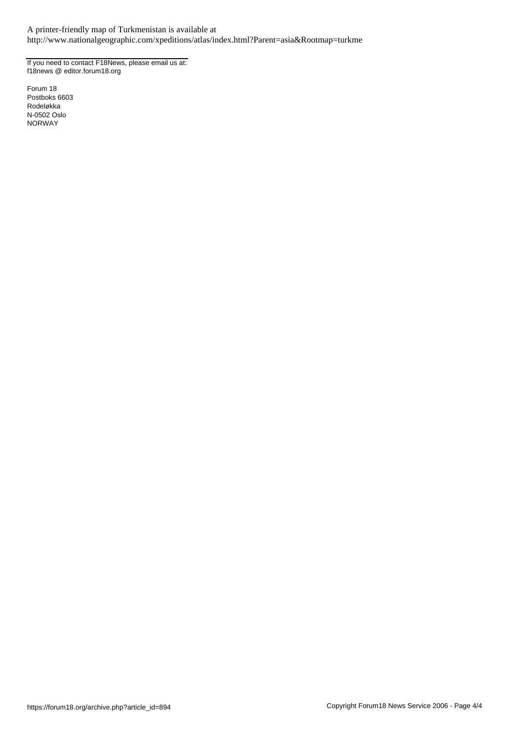A printer-friendly map of Turkmenistan is available at
http://www.nationalgeographic.com/xpeditions/atlas/index.html?Parent=asia&Rootmap=turkme

---

If you need to contact F18News, please email us at:
f18news @ editor.forum18.org

Forum 18
Postboks 6603
Rodeløkka
N-0502 Oslo
NORWAY